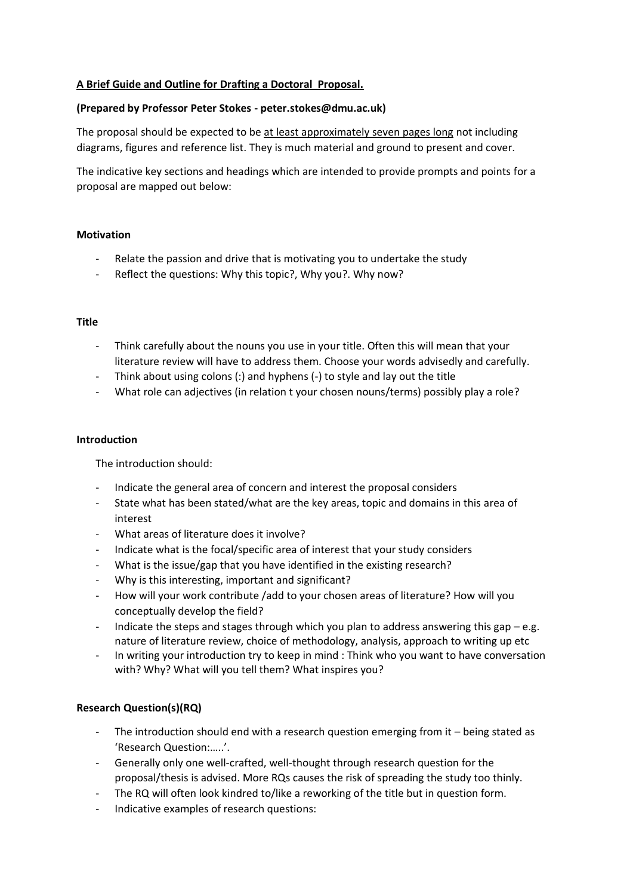**A Brief Guide and Outline for Drafting a Doctoral Proposal.**

**(Prepared by Professor Peter Stokes - peter.stokes@dmu.ac.uk)**

The proposal should be expected to be <u>at least approximately seven pages long</u> not including diagrams, figures and reference list. They is much material and ground to present and cover.

The indicative key sections and headings which are intended to provide prompts and points for a proposal are mapped out below:

**Motivation**

- Relate the passion and drive that is motivating you to undertake the study
- Reflect the questions: Why this topic?, Why you?. Why now?

**Title**

- Think carefully about the nouns you use in your title. Often this will mean that your literature review will have to address them. Choose your words advisedly and carefully.
- Think about using colons (:) and hyphens (-) to style and lay out the title
- What role can adjectives (in relation t your chosen nouns/terms) possibly play a role?

**Introduction**

The introduction should:

- Indicate the general area of concern and interest the proposal considers
- State what has been stated/what are the key areas, topic and domains in this area of interest
- What areas of literature does it involve?
- Indicate what is the focal/specific area of interest that your study considers
- What is the issue/gap that you have identified in the existing research?
- Why is this interesting, important and significant?
- How will your work contribute /add to your chosen areas of literature? How will you conceptually develop the field?
- Indicate the steps and stages through which you plan to address answering this gap – e.g. nature of literature review, choice of methodology, analysis, approach to writing up etc
- In writing your introduction try to keep in mind : Think who you want to have conversation with? Why? What will you tell them? What inspires you?

**Research Question(s)(RQ)**

- The introduction should end with a research question emerging from it – being stated as 'Research Question:…..'.
- Generally only one well-crafted, well-thought through research question for the proposal/thesis is advised. More RQs causes the risk of spreading the study too thinly.
- The RQ will often look kindred to/like a reworking of the title but in question form.
- Indicative examples of research questions: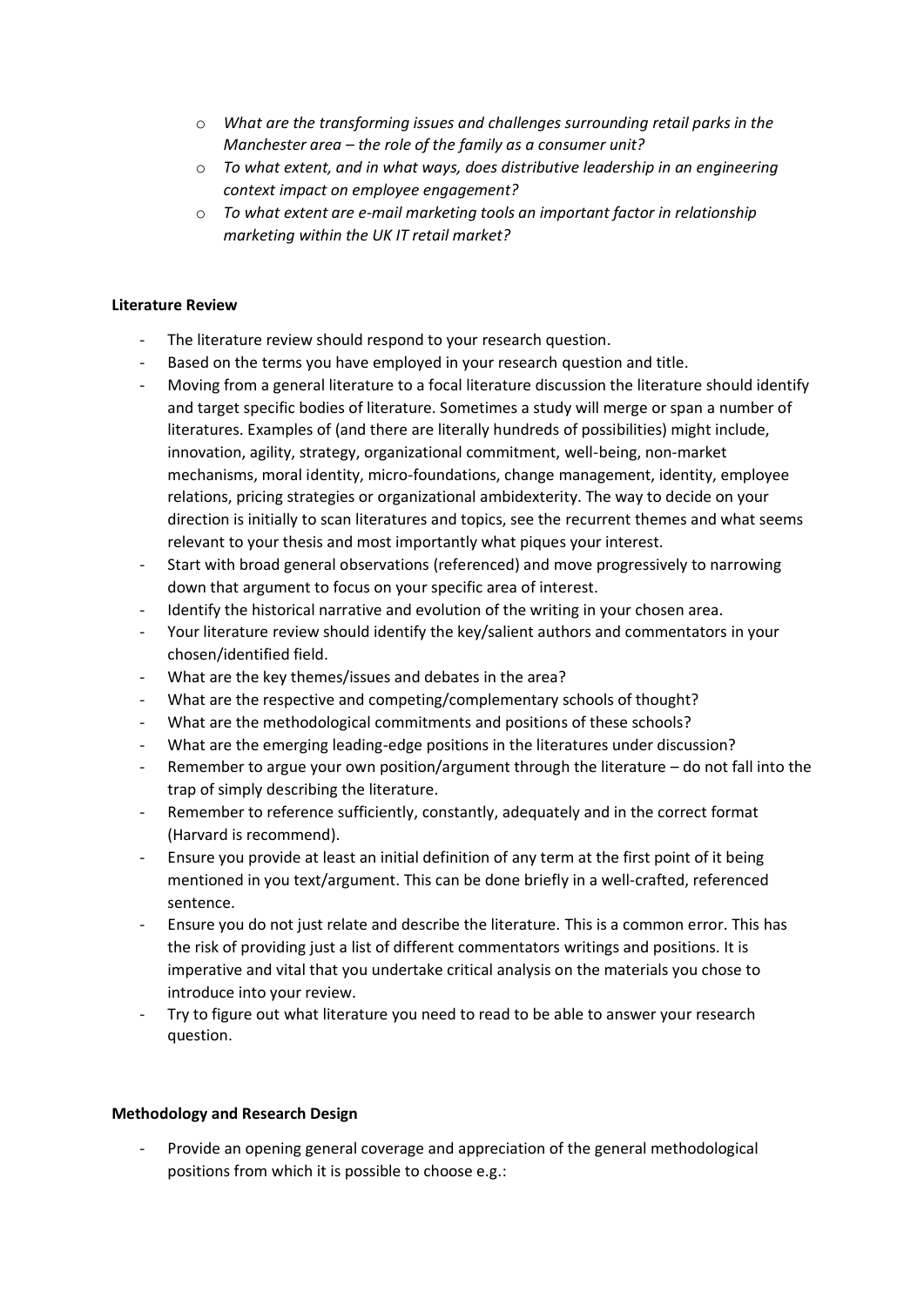- *What are the transforming issues and challenges surrounding retail parks in the Manchester area – the role of the family as a consumer unit?*
- *To what extent, and in what ways, does distributive leadership in an engineering context impact on employee engagement?*
- *To what extent are e-mail marketing tools an important factor in relationship marketing within the UK IT retail market?*

**Literature Review**

- The literature review should respond to your research question.
- Based on the terms you have employed in your research question and title.
- Moving from a general literature to a focal literature discussion the literature should identify and target specific bodies of literature. Sometimes a study will merge or span a number of literatures. Examples of (and there are literally hundreds of possibilities) might include, innovation, agility, strategy, organizational commitment, well-being, non-market mechanisms, moral identity, micro-foundations, change management, identity, employee relations, pricing strategies or organizational ambidexterity. The way to decide on your direction is initially to scan literatures and topics, see the recurrent themes and what seems relevant to your thesis and most importantly what piques your interest.
- Start with broad general observations (referenced) and move progressively to narrowing down that argument to focus on your specific area of interest.
- Identify the historical narrative and evolution of the writing in your chosen area.
- Your literature review should identify the key/salient authors and commentators in your chosen/identified field.
- What are the key themes/issues and debates in the area?
- What are the respective and competing/complementary schools of thought?
- What are the methodological commitments and positions of these schools?
- What are the emerging leading-edge positions in the literatures under discussion?
- Remember to argue your own position/argument through the literature – do not fall into the trap of simply describing the literature.
- Remember to reference sufficiently, constantly, adequately and in the correct format (Harvard is recommend).
- Ensure you provide at least an initial definition of any term at the first point of it being mentioned in you text/argument. This can be done briefly in a well-crafted, referenced sentence.
- Ensure you do not just relate and describe the literature. This is a common error. This has the risk of providing just a list of different commentators writings and positions. It is imperative and vital that you undertake critical analysis on the materials you chose to introduce into your review.
- Try to figure out what literature you need to read to be able to answer your research question.

**Methodology and Research Design**

- Provide an opening general coverage and appreciation of the general methodological positions from which it is possible to choose e.g.: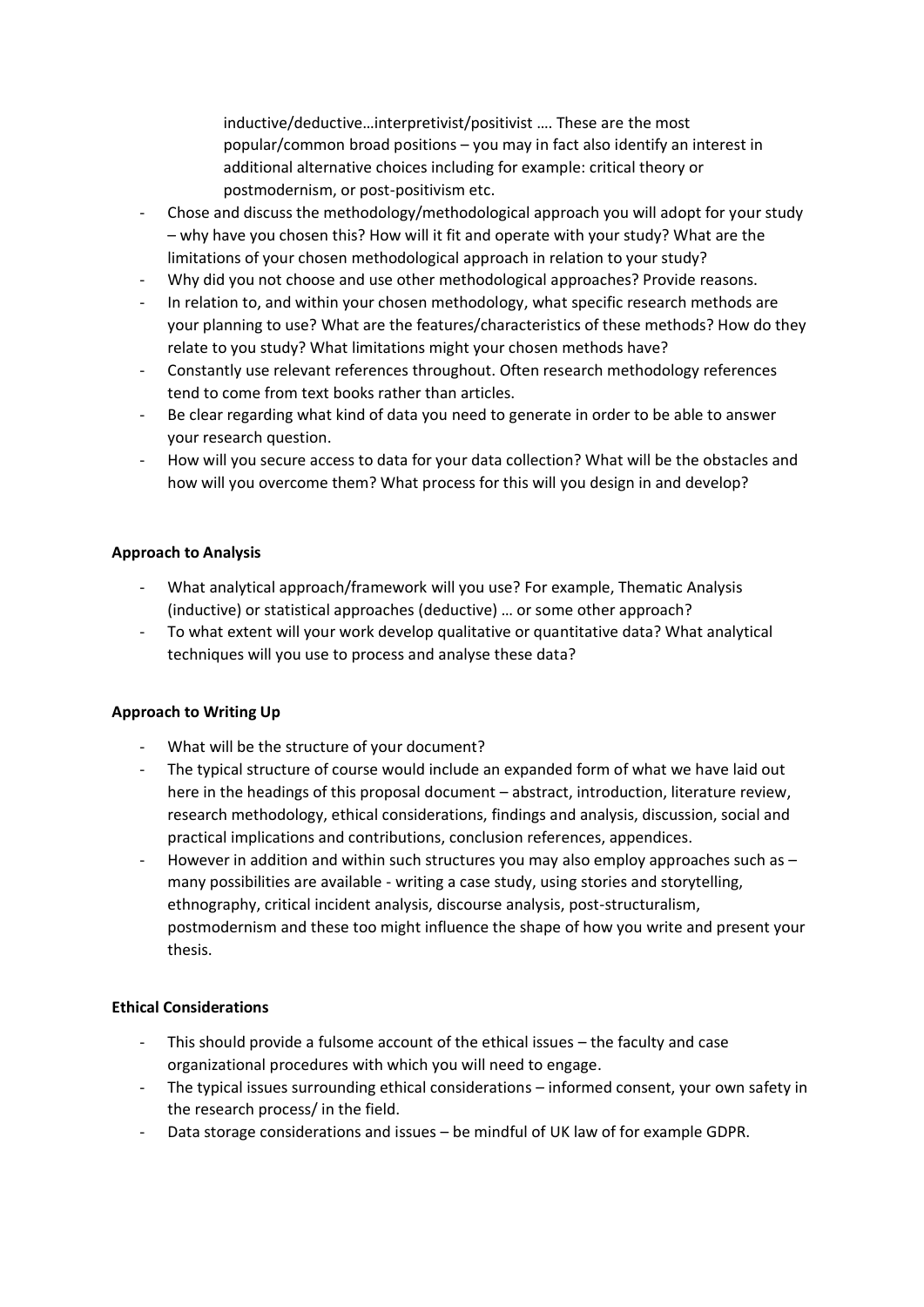inductive/deductive…interpretivist/positivist …. These are the most popular/common broad positions – you may in fact also identify an interest in additional alternative choices including for example: critical theory or postmodernism, or post-positivism etc.

- Chose and discuss the methodology/methodological approach you will adopt for your study – why have you chosen this? How will it fit and operate with your study? What are the limitations of your chosen methodological approach in relation to your study?
- Why did you not choose and use other methodological approaches? Provide reasons.
- In relation to, and within your chosen methodology, what specific research methods are your planning to use? What are the features/characteristics of these methods? How do they relate to you study? What limitations might your chosen methods have?
- Constantly use relevant references throughout. Often research methodology references tend to come from text books rather than articles.
- Be clear regarding what kind of data you need to generate in order to be able to answer your research question.
- How will you secure access to data for your data collection? What will be the obstacles and how will you overcome them? What process for this will you design in and develop?

**Approach to Analysis**

- What analytical approach/framework will you use? For example, Thematic Analysis (inductive) or statistical approaches (deductive) … or some other approach?
- To what extent will your work develop qualitative or quantitative data? What analytical techniques will you use to process and analyse these data?

**Approach to Writing Up**

- What will be the structure of your document?
- The typical structure of course would include an expanded form of what we have laid out here in the headings of this proposal document – abstract, introduction, literature review, research methodology, ethical considerations, findings and analysis, discussion, social and practical implications and contributions, conclusion references, appendices.
- However in addition and within such structures you may also employ approaches such as – many possibilities are available - writing a case study, using stories and storytelling, ethnography, critical incident analysis, discourse analysis, post-structuralism, postmodernism and these too might influence the shape of how you write and present your thesis.

**Ethical Considerations**

- This should provide a fulsome account of the ethical issues – the faculty and case organizational procedures with which you will need to engage.
- The typical issues surrounding ethical considerations – informed consent, your own safety in the research process/ in the field.
- Data storage considerations and issues – be mindful of UK law of for example GDPR.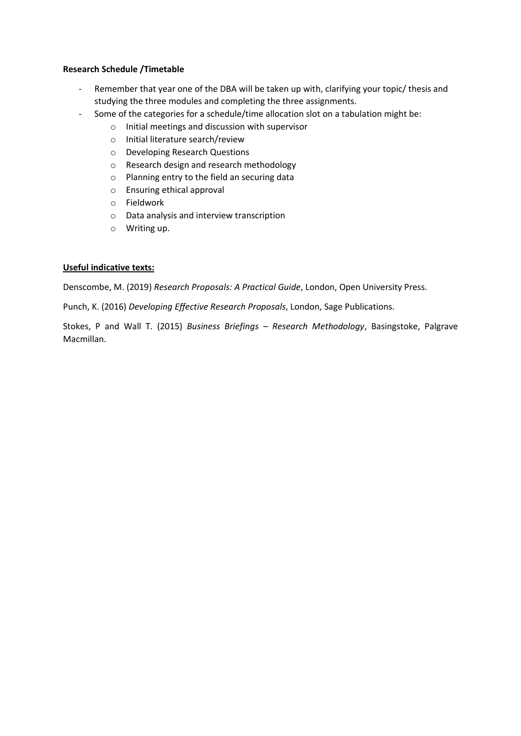**Research Schedule /Timetable**

- Remember that year one of the DBA will be taken up with, clarifying your topic/ thesis and studying the three modules and completing the three assignments.
- Some of the categories for a schedule/time allocation slot on a tabulation might be:
  - Initial meetings and discussion with supervisor
  - Initial literature search/review
  - Developing Research Questions
  - Research design and research methodology
  - Planning entry to the field an securing data
  - Ensuring ethical approval
  - Fieldwork
  - Data analysis and interview transcription
  - Writing up.

**Useful indicative texts:**

Denscombe, M. (2019) *Research Proposals: A Practical Guide*, London, Open University Press.

Punch, K. (2016) *Developing Effective Research Proposals*, London, Sage Publications.

Stokes, P and Wall T. (2015) *Business Briefings – Research Methodology*, Basingstoke, Palgrave Macmillan.